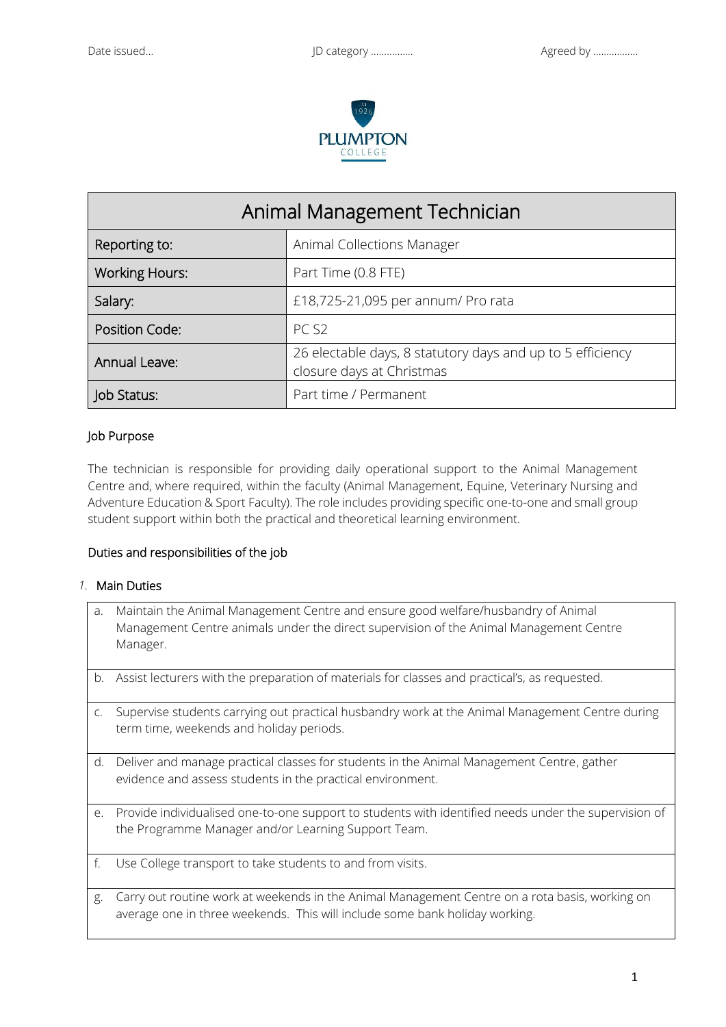Date issued… JD category …………… Agreed by ……………

PLUMPTON COLLEGE

| Animal Management Technician | |
|---|---|
| Reporting to: | Animal Collections Manager |
| Working Hours: | Part Time (0.8 FTE) |
| Salary: | £18,725-21,095 per annum/ Pro rata |
| Position Code: | PC S2 |
| Annual Leave: | 26 electable days, 8 statutory days and up to 5 efficiency closure days at Christmas |
| Job Status: | Part time / Permanent |

## Job Purpose

The technician is responsible for providing daily operational support to the Animal Management Centre and, where required, within the faculty (Animal Management, Equine, Veterinary Nursing and Adventure Education & Sport Faculty). The role includes providing specific one-to-one and small group student support within both the practical and theoretical learning environment.

## Duties and responsibilities of the job

### 1. Main Duties

| | |
|---|---|
| a. | Maintain the Animal Management Centre and ensure good welfare/husbandry of Animal Management Centre animals under the direct supervision of the Animal Management Centre Manager. |
| b. | Assist lecturers with the preparation of materials for classes and practical's, as requested. |
| c. | Supervise students carrying out practical husbandry work at the Animal Management Centre during term time, weekends and holiday periods. |
| d. | Deliver and manage practical classes for students in the Animal Management Centre, gather evidence and assess students in the practical environment. |
| e. | Provide individualised one-to-one support to students with identified needs under the supervision of the Programme Manager and/or Learning Support Team. |
| f. | Use College transport to take students to and from visits. |
| g. | Carry out routine work at weekends in the Animal Management Centre on a rota basis, working on average one in three weekends. This will include some bank holiday working. |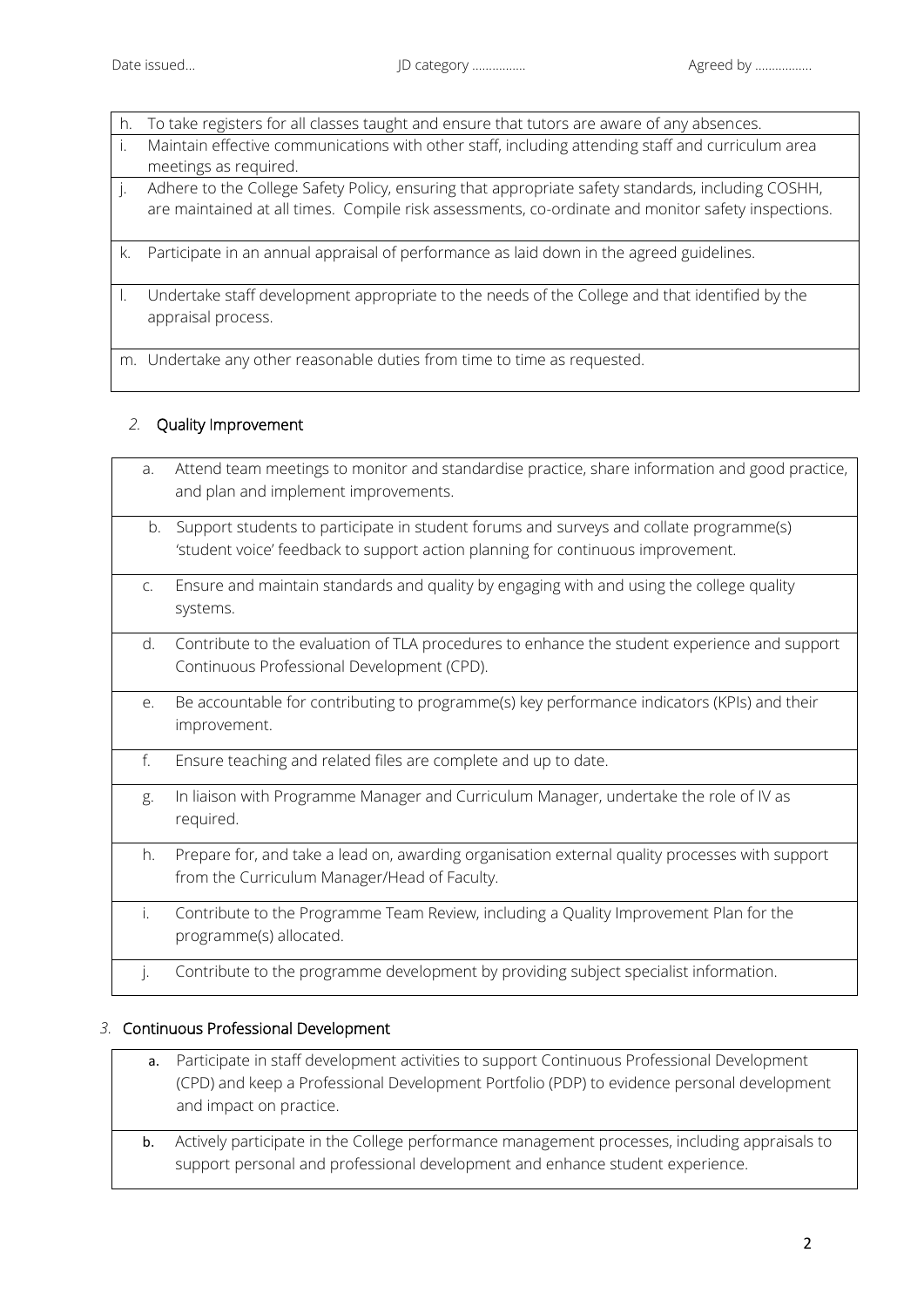| | |
|---|---|
| h. | To take registers for all classes taught and ensure that tutors are aware of any absences. |
| i. | Maintain effective communications with other staff, including attending staff and curriculum area meetings as required. |
| j. | Adhere to the College Safety Policy, ensuring that appropriate safety standards, including COSHH, are maintained at all times. Compile risk assessments, co-ordinate and monitor safety inspections. |
| k. | Participate in an annual appraisal of performance as laid down in the agreed guidelines. |
| l. | Undertake staff development appropriate to the needs of the College and that identified by the appraisal process. |
| m. | Undertake any other reasonable duties from time to time as requested. |

## 2. Quality Improvement

| | |
|---|---|
| a. | Attend team meetings to monitor and standardise practice, share information and good practice, and plan and implement improvements. |
| b. | Support students to participate in student forums and surveys and collate programme(s) 'student voice' feedback to support action planning for continuous improvement. |
| c. | Ensure and maintain standards and quality by engaging with and using the college quality systems. |
| d. | Contribute to the evaluation of TLA procedures to enhance the student experience and support Continuous Professional Development (CPD). |
| e. | Be accountable for contributing to programme(s) key performance indicators (KPIs) and their improvement. |
| f. | Ensure teaching and related files are complete and up to date. |
| g. | In liaison with Programme Manager and Curriculum Manager, undertake the role of IV as required. |
| h. | Prepare for, and take a lead on, awarding organisation external quality processes with support from the Curriculum Manager/Head of Faculty. |
| i. | Contribute to the Programme Team Review, including a Quality Improvement Plan for the programme(s) allocated. |
| j. | Contribute to the programme development by providing subject specialist information. |

## 3. Continuous Professional Development

| | |
|---|---|
| **a.** | Participate in staff development activities to support Continuous Professional Development (CPD) and keep a Professional Development Portfolio (PDP) to evidence personal development and impact on practice. |
| **b.** | Actively participate in the College performance management processes, including appraisals to support personal and professional development and enhance student experience. |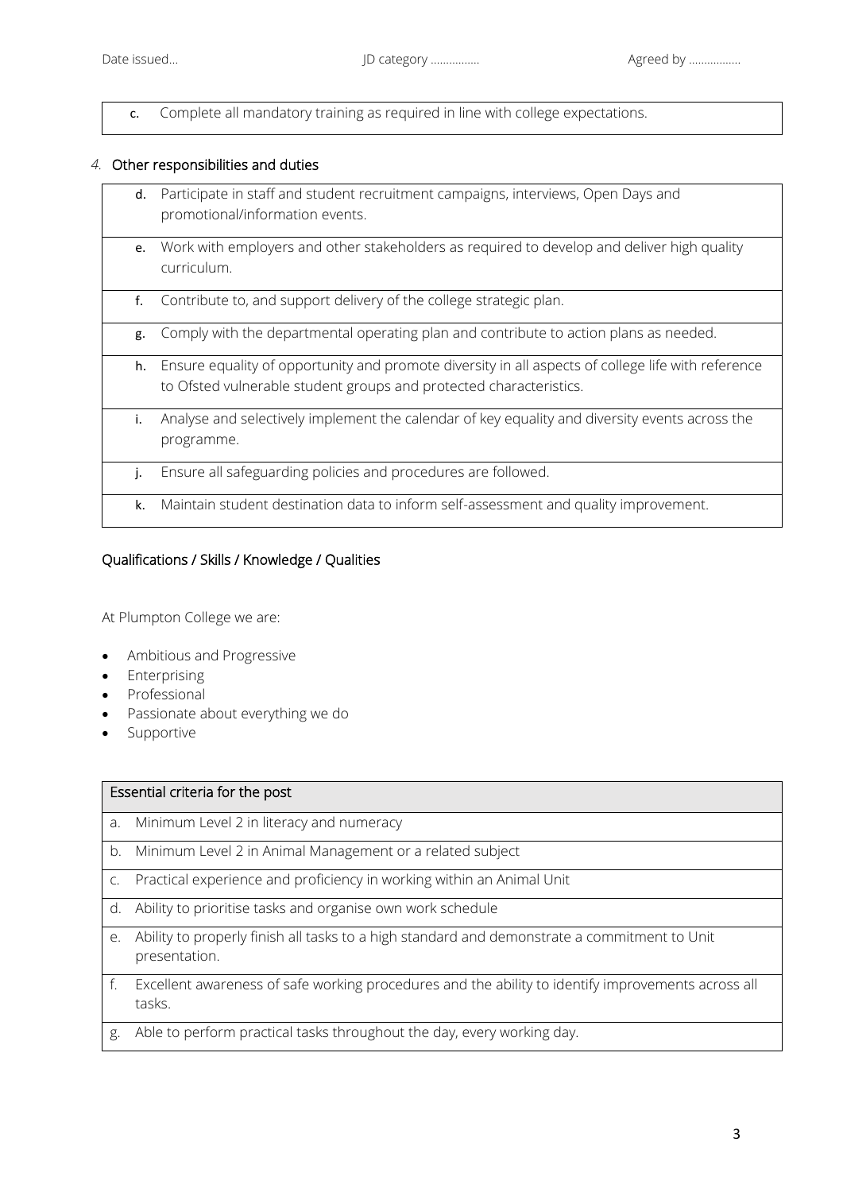| | |
|---|---|
| c. | Complete all mandatory training as required in line with college expectations. |

## 4. Other responsibilities and duties

| | |
|---|---|
| d. | Participate in staff and student recruitment campaigns, interviews, Open Days and promotional/information events. |
| e. | Work with employers and other stakeholders as required to develop and deliver high quality curriculum. |
| f. | Contribute to, and support delivery of the college strategic plan. |
| g. | Comply with the departmental operating plan and contribute to action plans as needed. |
| h. | Ensure equality of opportunity and promote diversity in all aspects of college life with reference to Ofsted vulnerable student groups and protected characteristics. |
| i. | Analyse and selectively implement the calendar of key equality and diversity events across the programme. |
| j. | Ensure all safeguarding policies and procedures are followed. |
| k. | Maintain student destination data to inform self-assessment and quality improvement. |

## Qualifications / Skills / Knowledge / Qualities

At Plumpton College we are:

- Ambitious and Progressive
- Enterprising
- Professional
- Passionate about everything we do
- Supportive

| Essential criteria for the post |
|---|
| a. Minimum Level 2 in literacy and numeracy |
| b. Minimum Level 2 in Animal Management or a related subject |
| c. Practical experience and proficiency in working within an Animal Unit |
| d. Ability to prioritise tasks and organise own work schedule |
| e. Ability to properly finish all tasks to a high standard and demonstrate a commitment to Unit presentation. |
| f. Excellent awareness of safe working procedures and the ability to identify improvements across all tasks. |
| g. Able to perform practical tasks throughout the day, every working day. |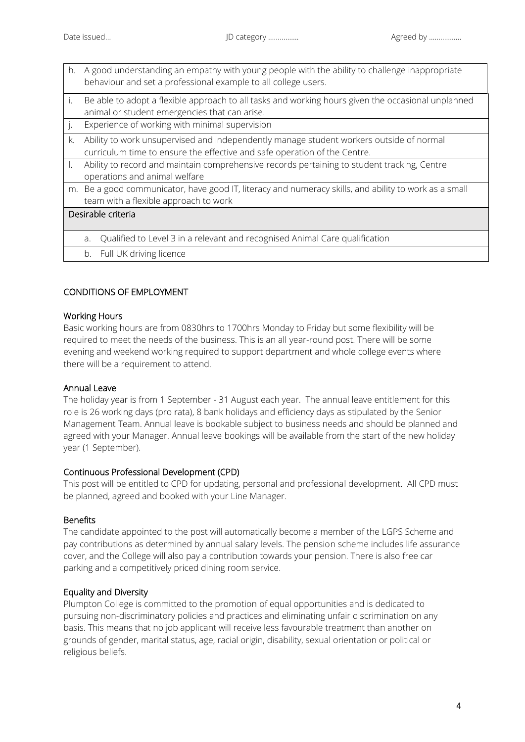| |
|---|
| h. A good understanding an empathy with young people with the ability to challenge inappropriate behaviour and set a professional example to all college users. |
| i. Be able to adopt a flexible approach to all tasks and working hours given the occasional unplanned animal or student emergencies that can arise. |
| j. Experience of working with minimal supervision |
| k. Ability to work unsupervised and independently manage student workers outside of normal curriculum time to ensure the effective and safe operation of the Centre. |
| l. Ability to record and maintain comprehensive records pertaining to student tracking, Centre operations and animal welfare |
| m. Be a good communicator, have good IT, literacy and numeracy skills, and ability to work as a small team with a flexible approach to work |
| **Desirable criteria** |
| a. Qualified to Level 3 in a relevant and recognised Animal Care qualification |
| b. Full UK driving licence |

## CONDITIONS OF EMPLOYMENT

### Working Hours

Basic working hours are from 0830hrs to 1700hrs Monday to Friday but some flexibility will be required to meet the needs of the business. This is an all year-round post. There will be some evening and weekend working required to support department and whole college events where there will be a requirement to attend.

### Annual Leave

The holiday year is from 1 September - 31 August each year. The annual leave entitlement for this role is 26 working days (pro rata), 8 bank holidays and efficiency days as stipulated by the Senior Management Team. Annual leave is bookable subject to business needs and should be planned and agreed with your Manager. Annual leave bookings will be available from the start of the new holiday year (1 September).

### Continuous Professional Development (CPD)

This post will be entitled to CPD for updating, personal and professional development. All CPD must be planned, agreed and booked with your Line Manager.

### Benefits

The candidate appointed to the post will automatically become a member of the LGPS Scheme and pay contributions as determined by annual salary levels. The pension scheme includes life assurance cover, and the College will also pay a contribution towards your pension. There is also free car parking and a competitively priced dining room service.

### Equality and Diversity

Plumpton College is committed to the promotion of equal opportunities and is dedicated to pursuing non-discriminatory policies and practices and eliminating unfair discrimination on any basis. This means that no job applicant will receive less favourable treatment than another on grounds of gender, marital status, age, racial origin, disability, sexual orientation or political or religious beliefs.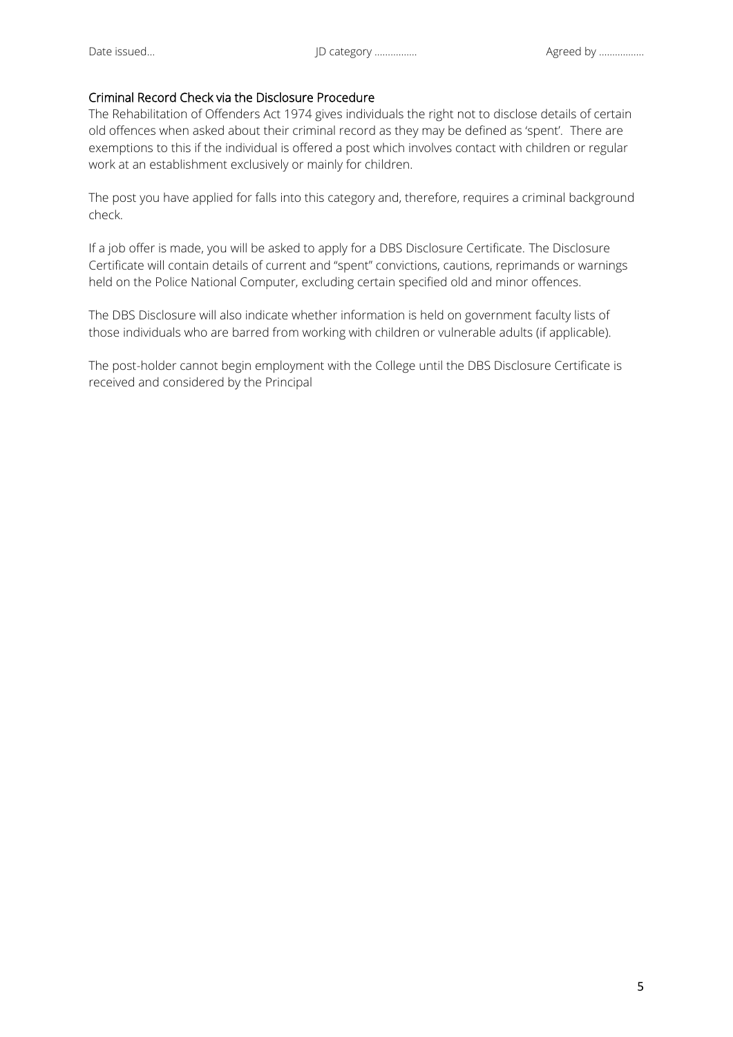## Criminal Record Check via the Disclosure Procedure

The Rehabilitation of Offenders Act 1974 gives individuals the right not to disclose details of certain old offences when asked about their criminal record as they may be defined as 'spent'. There are exemptions to this if the individual is offered a post which involves contact with children or regular work at an establishment exclusively or mainly for children.

The post you have applied for falls into this category and, therefore, requires a criminal background check.

If a job offer is made, you will be asked to apply for a DBS Disclosure Certificate. The Disclosure Certificate will contain details of current and "spent" convictions, cautions, reprimands or warnings held on the Police National Computer, excluding certain specified old and minor offences.

The DBS Disclosure will also indicate whether information is held on government faculty lists of those individuals who are barred from working with children or vulnerable adults (if applicable).

The post-holder cannot begin employment with the College until the DBS Disclosure Certificate is received and considered by the Principal